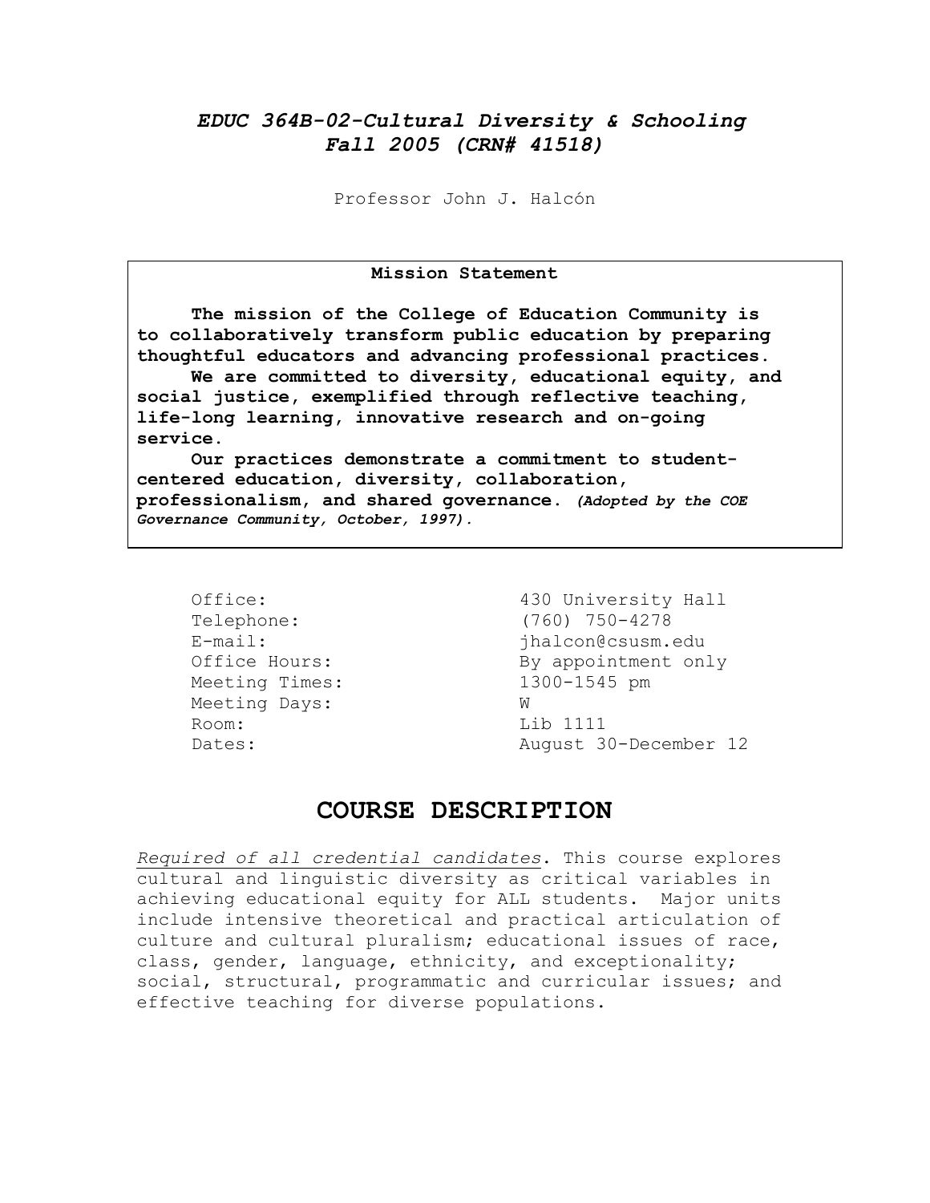# *EDUC 364B-02-Cultural Diversity & Schooling*
# *Fall 2005 (CRN# 41518)*

Professor John J. Halcón

**Mission Statement**

**The mission of the College of Education Community is to collaboratively transform public education by preparing thoughtful educators and advancing professional practices.**

**We are committed to diversity, educational equity, and social justice, exemplified through reflective teaching, life-long learning, innovative research and on-going service.**

**Our practices demonstrate a commitment to student-centered education, diversity, collaboration, professionalism, and shared governance.** ***(Adopted by the COE Governance Community, October, 1997).***

| | |
|---|---|
| Office: | 430 University Hall |
| Telephone: | (760) 750-4278 |
| E-mail: | jhalcon@csusm.edu |
| Office Hours: | By appointment only |
| Meeting Times: | 1300-1545 pm |
| Meeting Days: | W |
| Room: | Lib 1111 |
| Dates: | August 30-December 12 |

## COURSE DESCRIPTION

*Required of all credential candidates*. This course explores cultural and linguistic diversity as critical variables in achieving educational equity for ALL students. Major units include intensive theoretical and practical articulation of culture and cultural pluralism; educational issues of race, class, gender, language, ethnicity, and exceptionality; social, structural, programmatic and curricular issues; and effective teaching for diverse populations.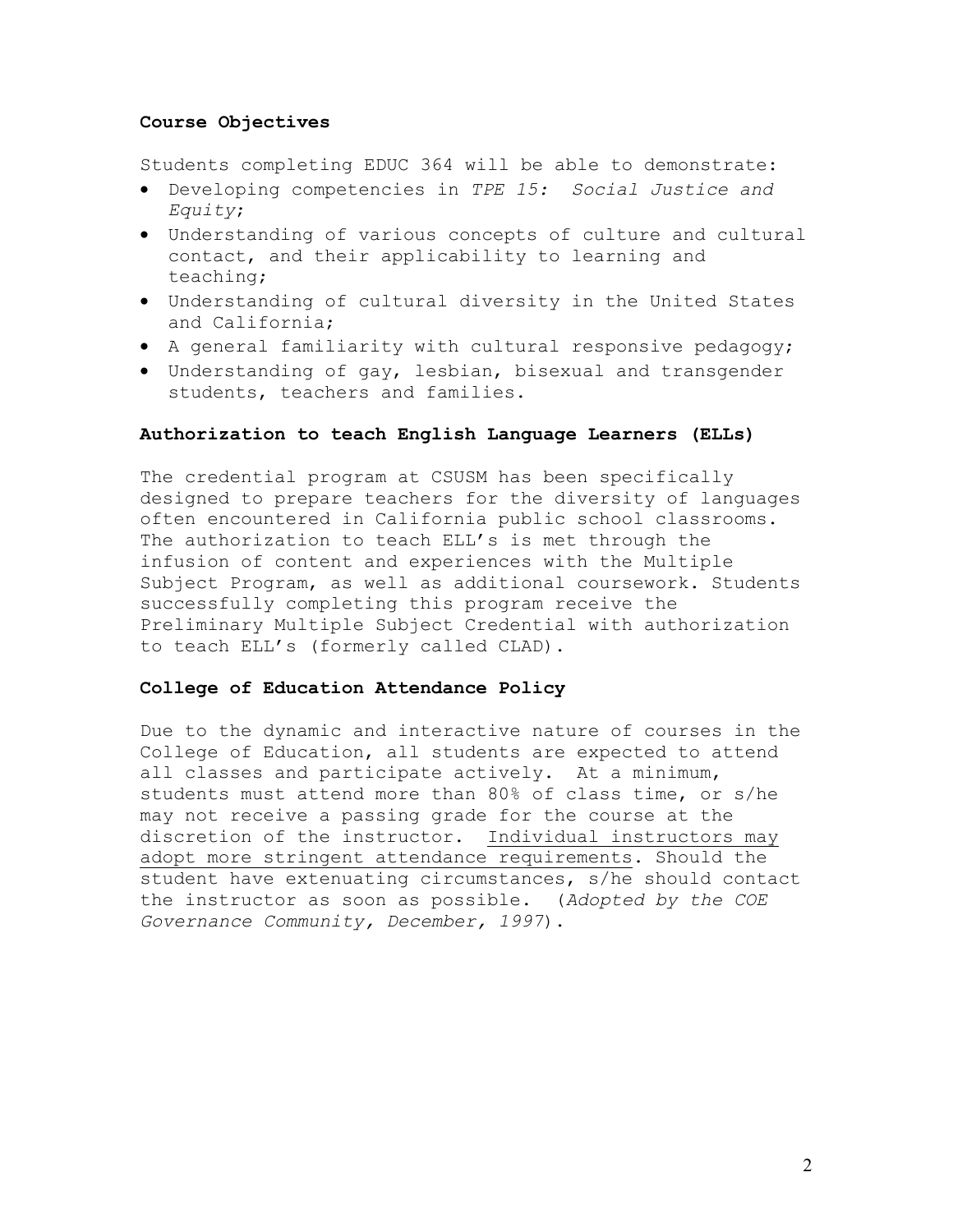### Course Objectives

Students completing EDUC 364 will be able to demonstrate:

- Developing competencies in *TPE 15: Social Justice and Equity*;
- Understanding of various concepts of culture and cultural contact, and their applicability to learning and teaching;
- Understanding of cultural diversity in the United States and California;
- A general familiarity with cultural responsive pedagogy;
- Understanding of gay, lesbian, bisexual and transgender students, teachers and families.

### Authorization to teach English Language Learners (ELLs)

The credential program at CSUSM has been specifically designed to prepare teachers for the diversity of languages often encountered in California public school classrooms. The authorization to teach ELL's is met through the infusion of content and experiences with the Multiple Subject Program, as well as additional coursework. Students successfully completing this program receive the Preliminary Multiple Subject Credential with authorization to teach ELL's (formerly called CLAD).

### College of Education Attendance Policy

Due to the dynamic and interactive nature of courses in the College of Education, all students are expected to attend all classes and participate actively. At a minimum, students must attend more than 80% of class time, or s/he may not receive a passing grade for the course at the discretion of the instructor. <u>Individual instructors may adopt more stringent attendance requirements</u>. Should the student have extenuating circumstances, s/he should contact the instructor as soon as possible. (*Adopted by the COE Governance Community, December, 1997*).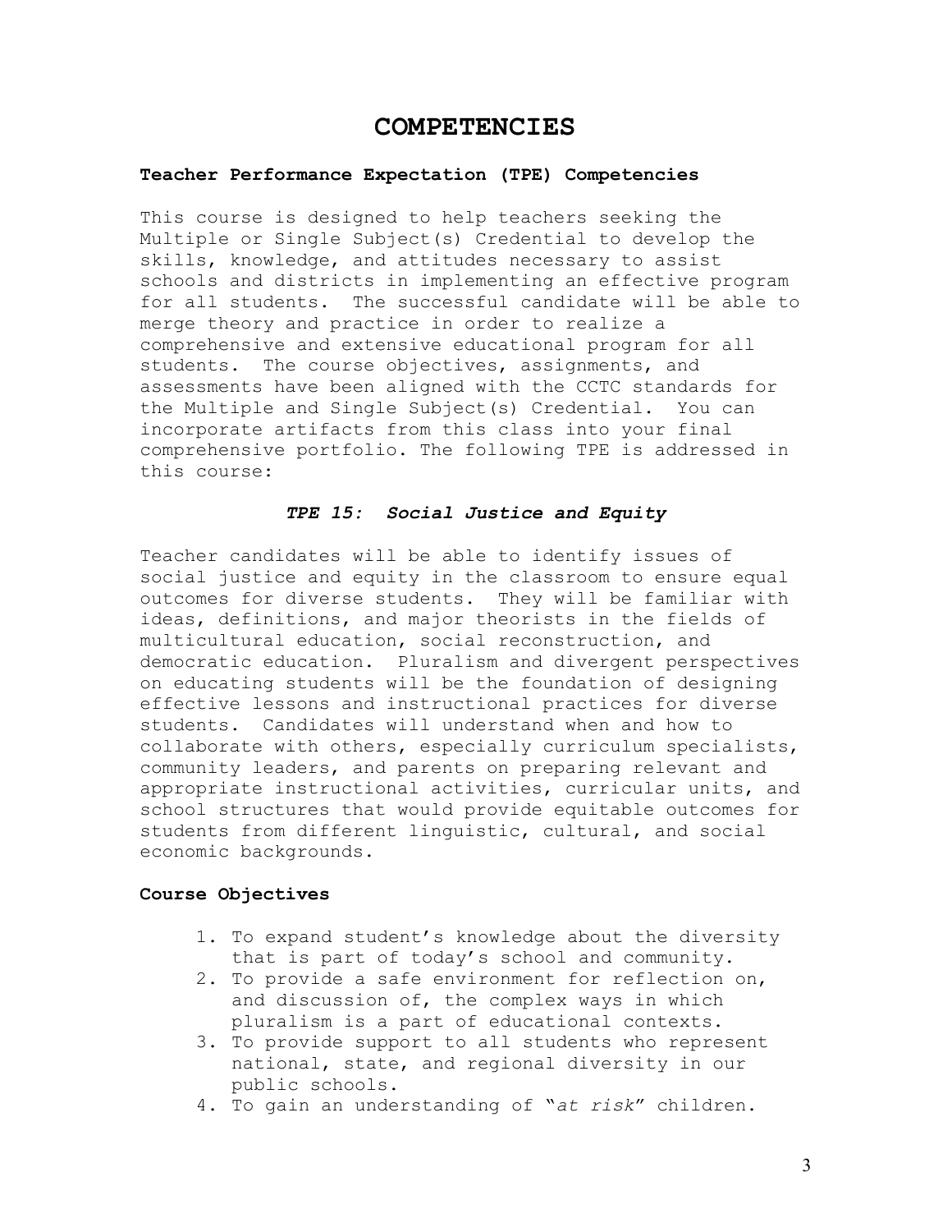# COMPETENCIES

### Teacher Performance Expectation (TPE) Competencies

This course is designed to help teachers seeking the Multiple or Single Subject(s) Credential to develop the skills, knowledge, and attitudes necessary to assist schools and districts in implementing an effective program for all students. The successful candidate will be able to merge theory and practice in order to realize a comprehensive and extensive educational program for all students. The course objectives, assignments, and assessments have been aligned with the CCTC standards for the Multiple and Single Subject(s) Credential. You can incorporate artifacts from this class into your final comprehensive portfolio. The following TPE is addressed in this course:

***TPE 15: Social Justice and Equity***

Teacher candidates will be able to identify issues of social justice and equity in the classroom to ensure equal outcomes for diverse students. They will be familiar with ideas, definitions, and major theorists in the fields of multicultural education, social reconstruction, and democratic education. Pluralism and divergent perspectives on educating students will be the foundation of designing effective lessons and instructional practices for diverse students. Candidates will understand when and how to collaborate with others, especially curriculum specialists, community leaders, and parents on preparing relevant and appropriate instructional activities, curricular units, and school structures that would provide equitable outcomes for students from different linguistic, cultural, and social economic backgrounds.

### Course Objectives

1. To expand student's knowledge about the diversity that is part of today's school and community.
2. To provide a safe environment for reflection on, and discussion of, the complex ways in which pluralism is a part of educational contexts.
3. To provide support to all students who represent national, state, and regional diversity in our public schools.
4. To gain an understanding of "*at risk*" children.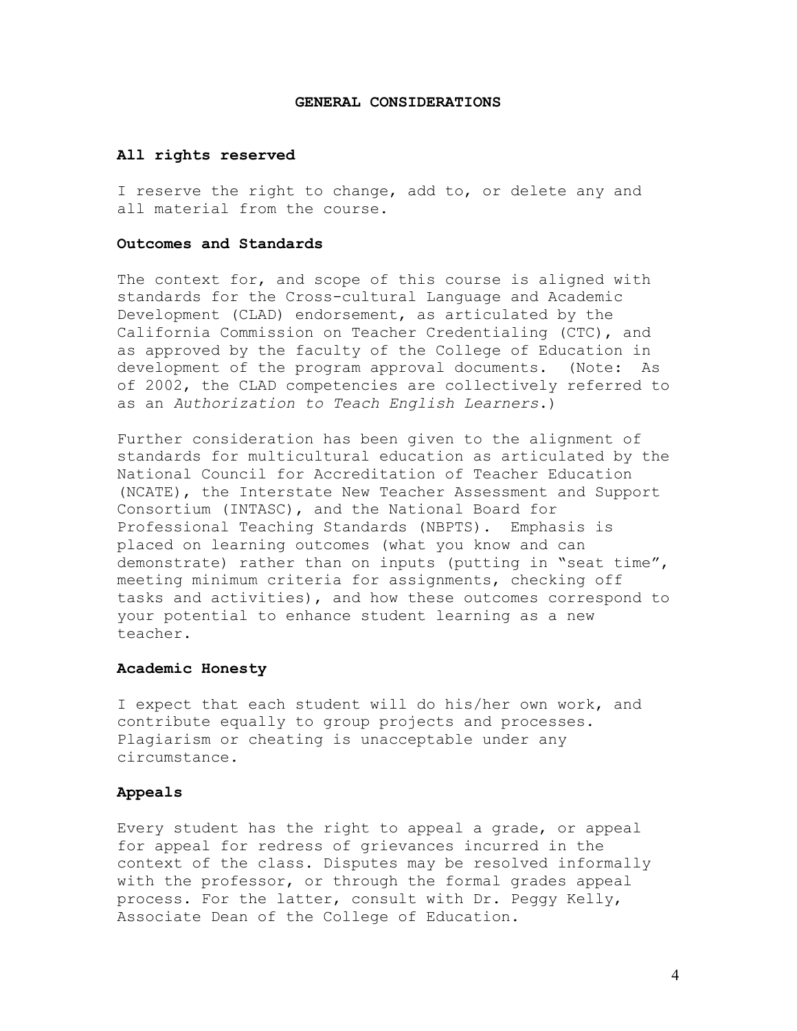## GENERAL CONSIDERATIONS

### All rights reserved

I reserve the right to change, add to, or delete any and all material from the course.

### Outcomes and Standards

The context for, and scope of this course is aligned with standards for the Cross-cultural Language and Academic Development (CLAD) endorsement, as articulated by the California Commission on Teacher Credentialing (CTC), and as approved by the faculty of the College of Education in development of the program approval documents. (Note: As of 2002, the CLAD competencies are collectively referred to as an *Authorization to Teach English Learners*.)

Further consideration has been given to the alignment of standards for multicultural education as articulated by the National Council for Accreditation of Teacher Education (NCATE), the Interstate New Teacher Assessment and Support Consortium (INTASC), and the National Board for Professional Teaching Standards (NBPTS). Emphasis is placed on learning outcomes (what you know and can demonstrate) rather than on inputs (putting in "seat time", meeting minimum criteria for assignments, checking off tasks and activities), and how these outcomes correspond to your potential to enhance student learning as a new teacher.

### Academic Honesty

I expect that each student will do his/her own work, and contribute equally to group projects and processes. Plagiarism or cheating is unacceptable under any circumstance.

### Appeals

Every student has the right to appeal a grade, or appeal for appeal for redress of grievances incurred in the context of the class. Disputes may be resolved informally with the professor, or through the formal grades appeal process. For the latter, consult with Dr. Peggy Kelly, Associate Dean of the College of Education.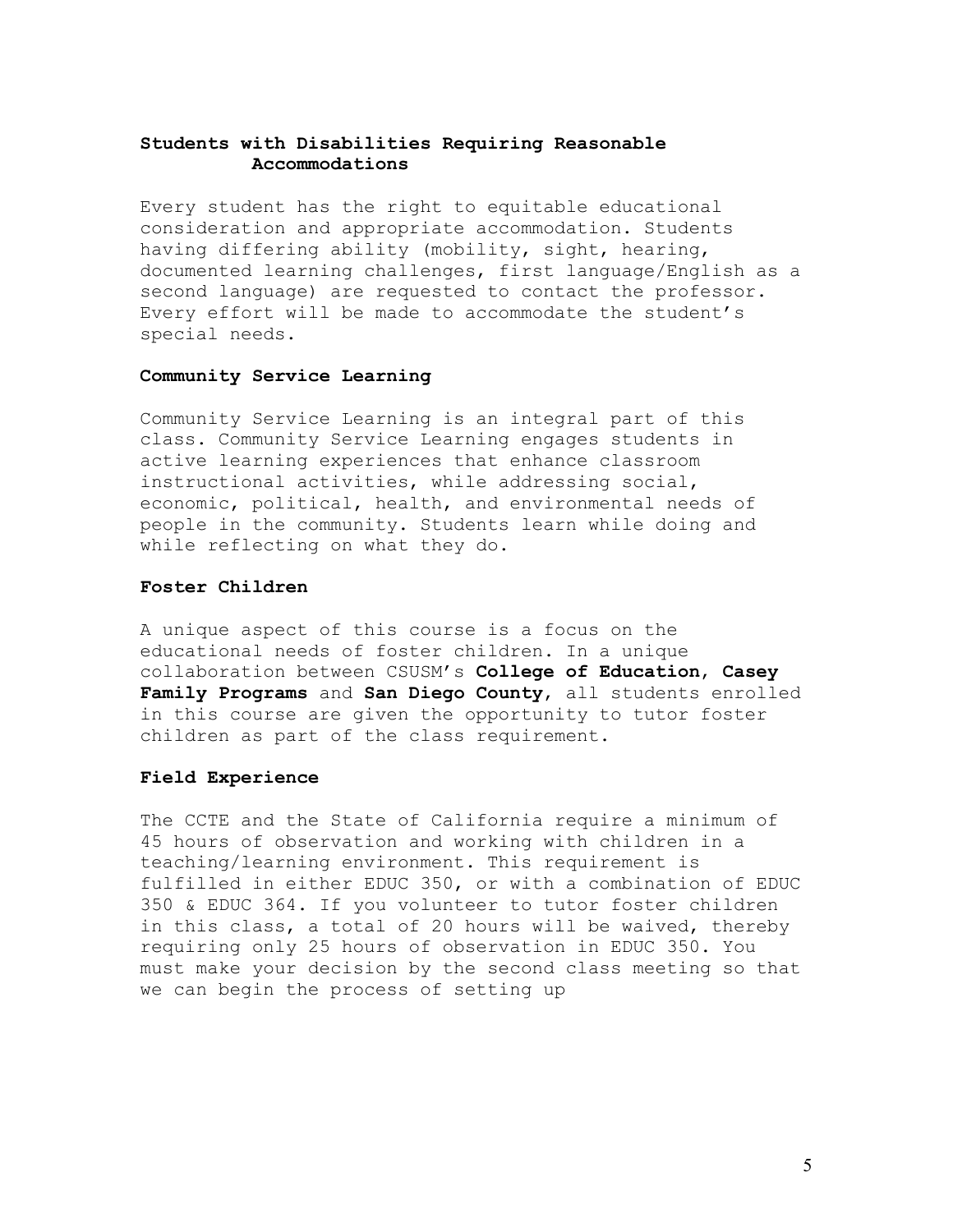### Students with Disabilities Requiring Reasonable Accommodations

Every student has the right to equitable educational consideration and appropriate accommodation. Students having differing ability (mobility, sight, hearing, documented learning challenges, first language/English as a second language) are requested to contact the professor. Every effort will be made to accommodate the student's special needs.

### Community Service Learning

Community Service Learning is an integral part of this class. Community Service Learning engages students in active learning experiences that enhance classroom instructional activities, while addressing social, economic, political, health, and environmental needs of people in the community. Students learn while doing and while reflecting on what they do.

### Foster Children

A unique aspect of this course is a focus on the educational needs of foster children. In a unique collaboration between CSUSM's **College of Education**, **Casey Family Programs** and **San Diego County**, all students enrolled in this course are given the opportunity to tutor foster children as part of the class requirement.

### Field Experience

The CCTE and the State of California require a minimum of 45 hours of observation and working with children in a teaching/learning environment. This requirement is fulfilled in either EDUC 350, or with a combination of EDUC 350 & EDUC 364. If you volunteer to tutor foster children in this class, a total of 20 hours will be waived, thereby requiring only 25 hours of observation in EDUC 350. You must make your decision by the second class meeting so that we can begin the process of setting up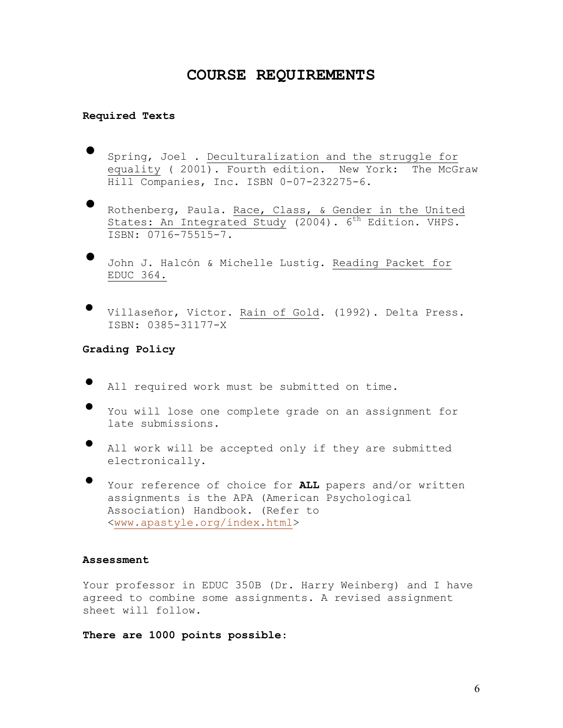# COURSE REQUIREMENTS

**Required Texts**

- Spring, Joel . Deculturalization and the struggle for equality ( 2001). Fourth edition. New York: The McGraw Hill Companies, Inc. ISBN 0-07-232275-6.
- Rothenberg, Paula. Race, Class, & Gender in the United States: An Integrated Study (2004). 6th Edition. VHPS. ISBN: 0716-75515-7.
- John J. Halcón & Michelle Lustig. Reading Packet for EDUC 364.
- Villaseñor, Victor. Rain of Gold. (1992). Delta Press. ISBN: 0385-31177-X

**Grading Policy**

- All required work must be submitted on time.
- You will lose one complete grade on an assignment for late submissions.
- All work will be accepted only if they are submitted electronically.
- Your reference of choice for **ALL** papers and/or written assignments is the APA (American Psychological Association) Handbook. (Refer to <www.apastyle.org/index.html>)

**Assessment**

Your professor in EDUC 350B (Dr. Harry Weinberg) and I have agreed to combine some assignments. A revised assignment sheet will follow.

**There are 1000 points possible:**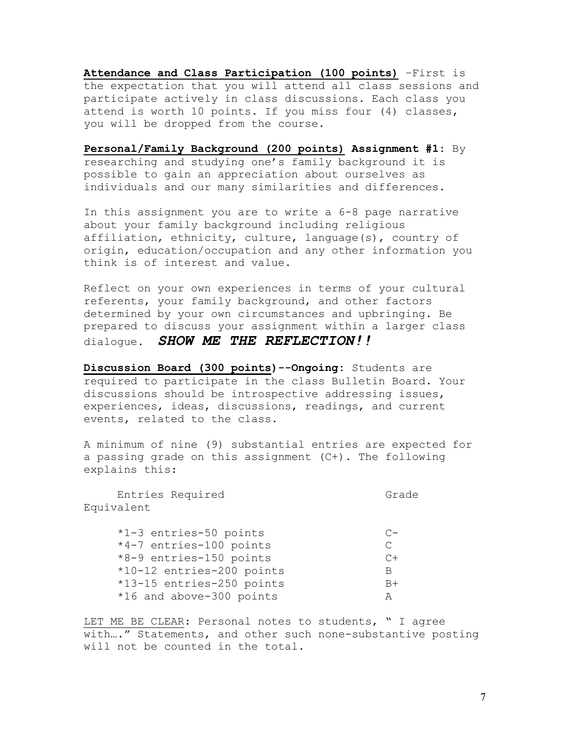**<u>Attendance and Class Participation (100 points)</u>** –First is the expectation that you will attend all class sessions and participate actively in class discussions. Each class you attend is worth 10 points. If you miss four (4) classes, you will be dropped from the course.

**<u>Personal/Family Background (200 points)</u> Assignment #1**: By researching and studying one's family background it is possible to gain an appreciation about ourselves as individuals and our many similarities and differences.

In this assignment you are to write a 6-8 page narrative about your family background including religious affiliation, ethnicity, culture, language(s), country of origin, education/occupation and any other information you think is of interest and value.

Reflect on your own experiences in terms of your cultural referents, your family background, and other factors determined by your own circumstances and upbringing. Be prepared to discuss your assignment within a larger class dialogue. ***SHOW ME THE REFLECTION!!***

**<u>Discussion Board (300 points</u>)--Ongoing**: Students are required to participate in the class Bulletin Board. Your discussions should be introspective addressing issues, experiences, ideas, discussions, readings, and current events, related to the class.

A minimum of nine (9) substantial entries are expected for a passing grade on this assignment (C+). The following explains this:

| Entries Required | Grade Equivalent |
|---|---|
| *1-3 entries-50 points | C- |
| *4-7 entries-100 points | C |
| *8-9 entries-150 points | C+ |
| *10-12 entries-200 points | B |
| *13-15 entries-250 points | B+ |
| *16 and above-300 points | A |

<u>LET ME BE CLEAR</u>: Personal notes to students, " I agree with…." Statements, and other such none-substantive posting will not be counted in the total.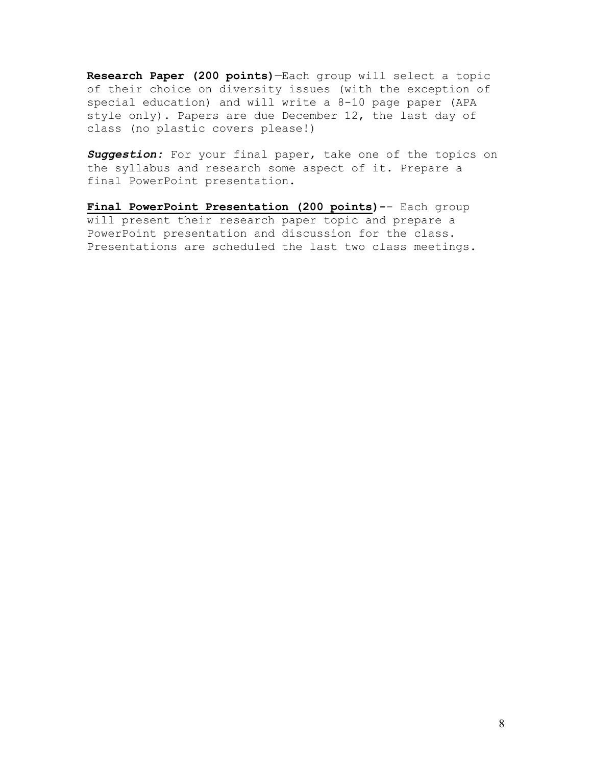**Research Paper (200 points)**—Each group will select a topic of their choice on diversity issues (with the exception of special education) and will write a 8-10 page paper (APA style only). Papers are due December 12, the last day of class (no plastic covers please!)

***Suggestion:*** For your final paper, take one of the topics on the syllabus and research some aspect of it. Prepare a final PowerPoint presentation.

**Final PowerPoint Presentation (200 points)**-- Each group will present their research paper topic and prepare a PowerPoint presentation and discussion for the class. Presentations are scheduled the last two class meetings.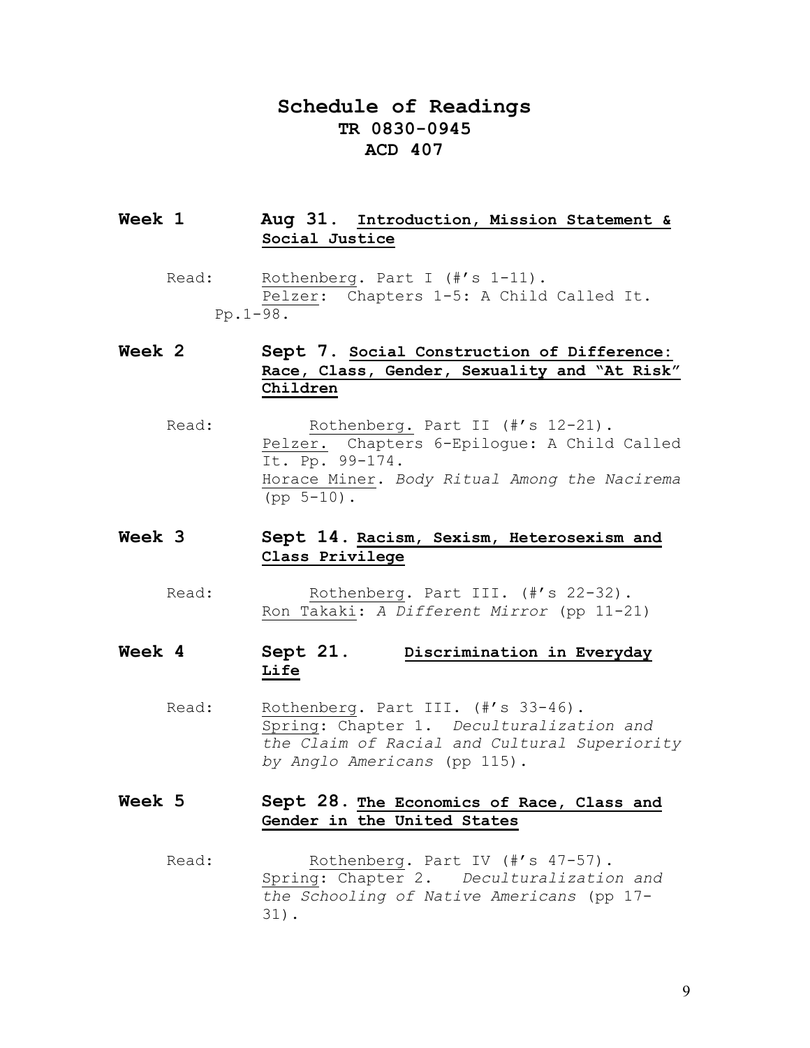# Schedule of Readings

## TR 0830-0945

## ACD 407

### Week 1 Aug 31. Introduction, Mission Statement & Social Justice

Read: Rothenberg. Part I (#'s 1-11).
Pelzer: Chapters 1-5: A Child Called It. Pp.1-98.

### Week 2 Sept 7. Social Construction of Difference: Race, Class, Gender, Sexuality and "At Risk" Children

Read: Rothenberg. Part II (#'s 12-21).
Pelzer. Chapters 6-Epilogue: A Child Called It. Pp. 99-174.
Horace Miner. *Body Ritual Among the Nacirema* (pp 5-10).

### Week 3 Sept 14. Racism, Sexism, Heterosexism and Class Privilege

Read: Rothenberg. Part III. (#'s 22-32).
Ron Takaki: *A Different Mirror* (pp 11-21)

### Week 4 Sept 21. Discrimination in Everyday Life

Read: Rothenberg. Part III. (#'s 33-46).
Spring: Chapter 1. *Deculturalization and the Claim of Racial and Cultural Superiority by Anglo Americans* (pp 115).

### Week 5 Sept 28. The Economics of Race, Class and Gender in the United States

Read: Rothenberg. Part IV (#'s 47-57).
Spring: Chapter 2. *Deculturalization and the Schooling of Native Americans* (pp 17-31).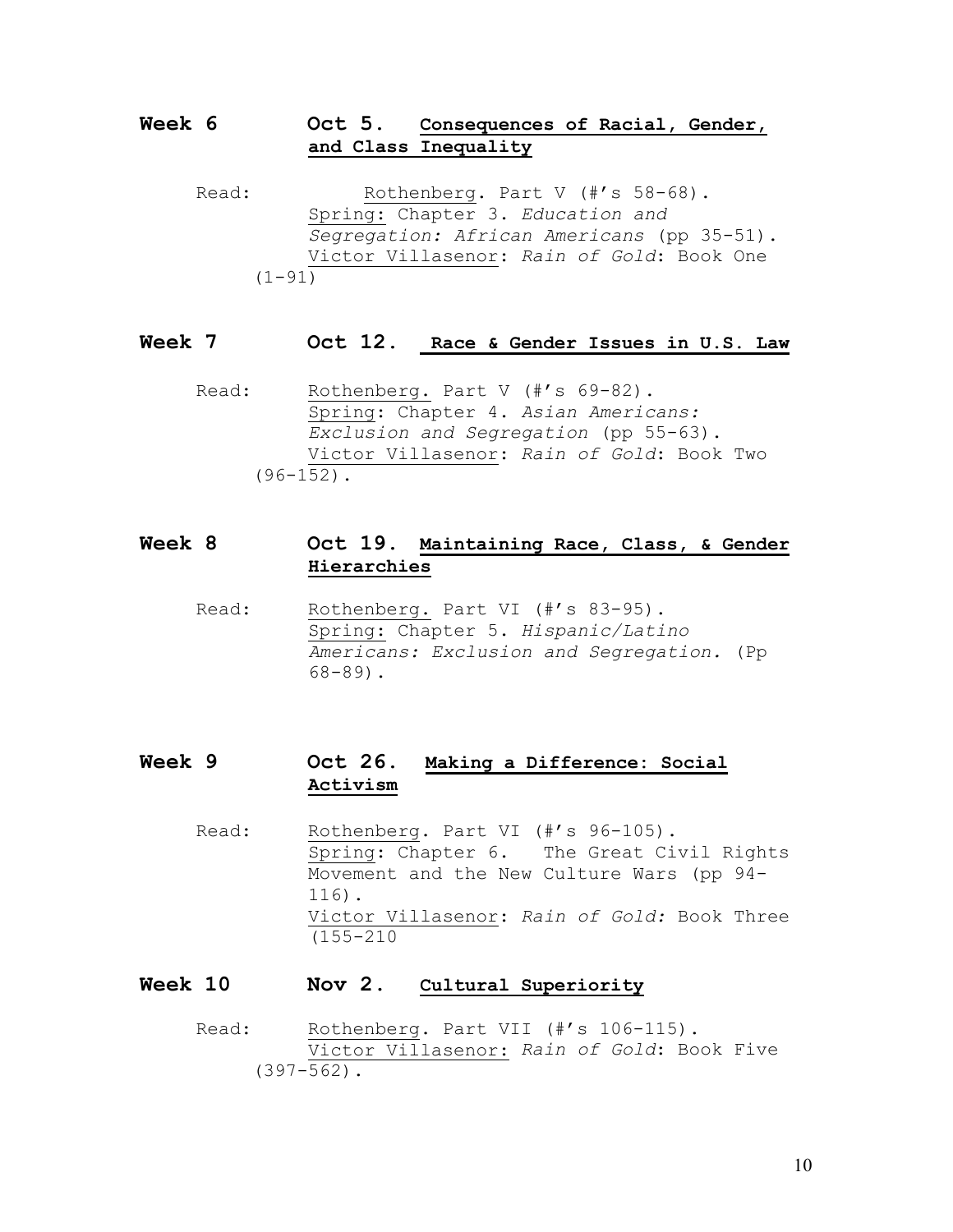## Week 6 Oct 5. Consequences of Racial, Gender, and Class Inequality

Read: Rothenberg. Part V (#'s 58-68).
Spring: Chapter 3. *Education and Segregation: African Americans* (pp 35-51).
Victor Villasenor: *Rain of Gold*: Book One (1-91)

## Week 7 Oct 12. Race & Gender Issues in U.S. Law

Read: Rothenberg. Part V (#'s 69-82).
Spring: Chapter 4. *Asian Americans: Exclusion and Segregation* (pp 55-63).
Victor Villasenor: *Rain of Gold*: Book Two (96-152).

## Week 8 Oct 19. Maintaining Race, Class, & Gender Hierarchies

Read: Rothenberg. Part VI (#'s 83-95).
Spring: Chapter 5. *Hispanic/Latino Americans: Exclusion and Segregation.* (Pp 68-89).

## Week 9 Oct 26. Making a Difference: Social Activism

Read: Rothenberg. Part VI (#'s 96-105).
Spring: Chapter 6. The Great Civil Rights Movement and the New Culture Wars (pp 94-116).
Victor Villasenor: *Rain of Gold:* Book Three (155-210

## Week 10 Nov 2. Cultural Superiority

Read: Rothenberg. Part VII (#'s 106-115).
Victor Villasenor: *Rain of Gold*: Book Five (397-562).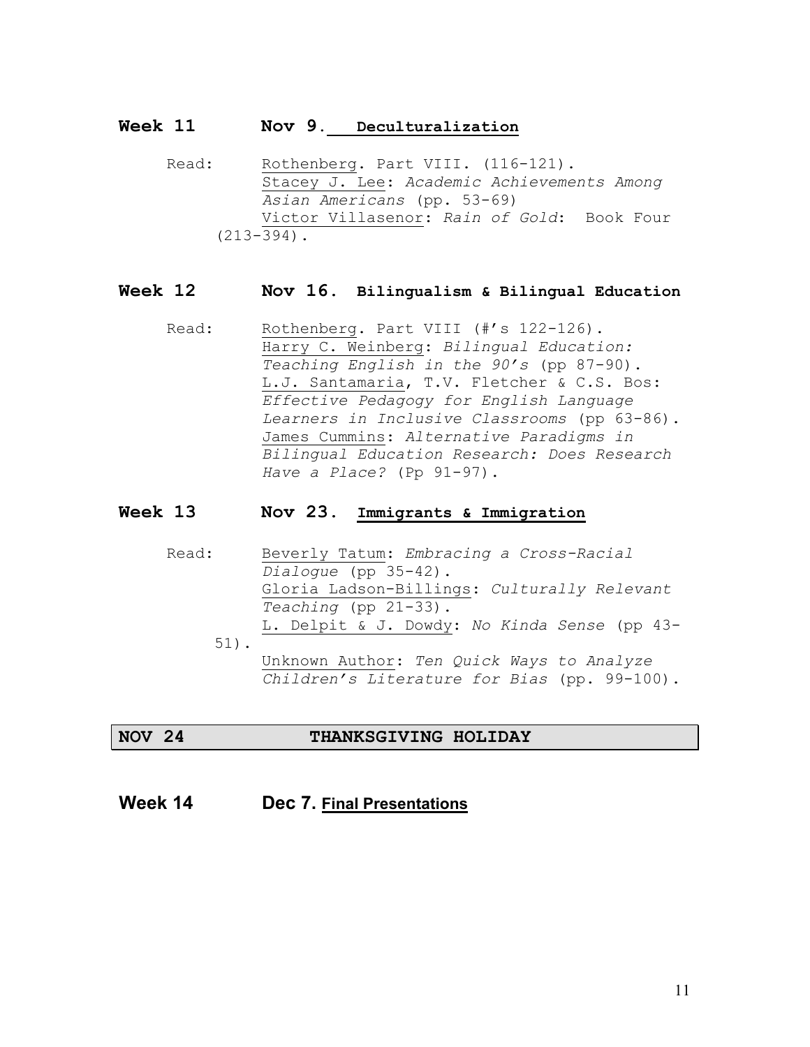## Week 11 Nov 9. Deculturalization

Read: Rothenberg. Part VIII. (116-121).
Stacey J. Lee: *Academic Achievements Among Asian Americans* (pp. 53-69)
Victor Villasenor: *Rain of Gold*: Book Four (213-394).

## Week 12 Nov 16. Bilingualism & Bilingual Education

Read: Rothenberg. Part VIII (#'s 122-126).
Harry C. Weinberg: *Bilingual Education: Teaching English in the 90's* (pp 87-90).
L.J. Santamaria, T.V. Fletcher & C.S. Bos: *Effective Pedagogy for English Language Learners in Inclusive Classrooms* (pp 63-86).
James Cummins: *Alternative Paradigms in Bilingual Education Research: Does Research Have a Place?* (Pp 91-97).

## Week 13 Nov 23. Immigrants & Immigration

Read: Beverly Tatum: *Embracing a Cross-Racial Dialogue* (pp 35-42).
Gloria Ladson-Billings: *Culturally Relevant Teaching* (pp 21-33).
L. Delpit & J. Dowdy: *No Kinda Sense* (pp 43-51).
Unknown Author: *Ten Quick Ways to Analyze Children's Literature for Bias* (pp. 99-100).

| NOV 24 | THANKSGIVING HOLIDAY |
|---|---|

## Week 14 Dec 7. Final Presentations